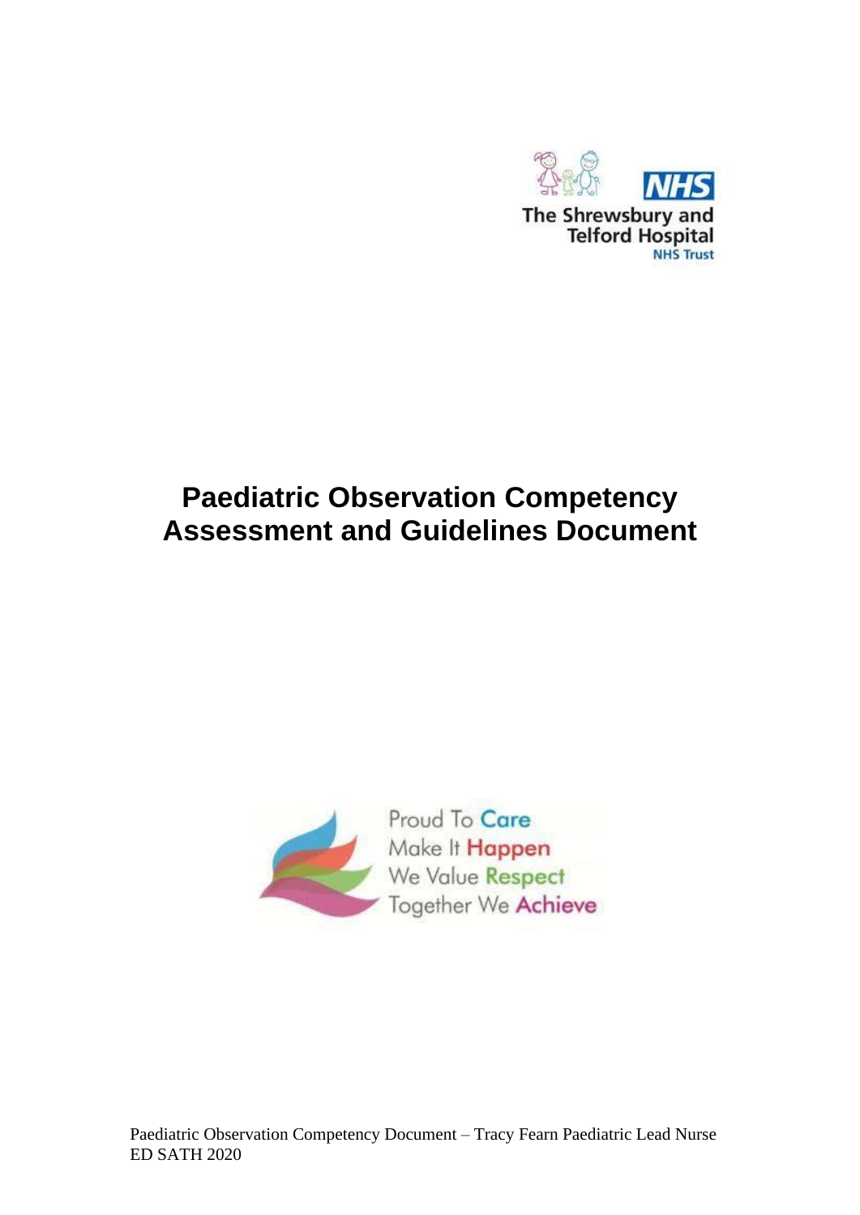The Shrewsbury and Telford Hospital NHS Trust

# Paediatric Observation Competency Assessment and Guidelines Document

Proud To Care
Make It Happen
We Value Respect
Together We Achieve

Paediatric Observation Competency Document – Tracy Fearn Paediatric Lead Nurse ED SATH 2020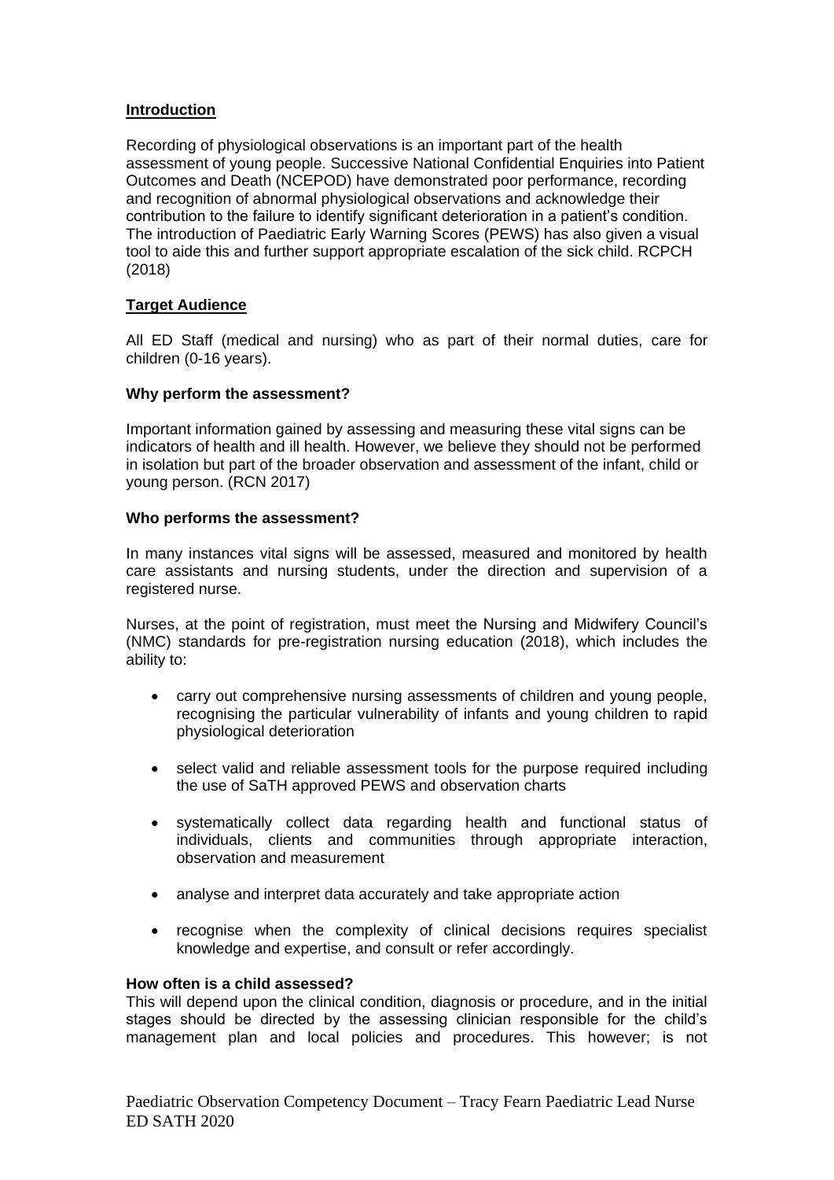## Introduction

Recording of physiological observations is an important part of the health assessment of young people. Successive National Confidential Enquiries into Patient Outcomes and Death (NCEPOD) have demonstrated poor performance, recording and recognition of abnormal physiological observations and acknowledge their contribution to the failure to identify significant deterioration in a patient's condition. The introduction of Paediatric Early Warning Scores (PEWS) has also given a visual tool to aide this and further support appropriate escalation of the sick child. RCPCH (2018)

## Target Audience

All ED Staff (medical and nursing) who as part of their normal duties, care for children (0-16 years).

**Why perform the assessment?**

Important information gained by assessing and measuring these vital signs can be indicators of health and ill health. However, we believe they should not be performed in isolation but part of the broader observation and assessment of the infant, child or young person. (RCN 2017)

**Who performs the assessment?**

In many instances vital signs will be assessed, measured and monitored by health care assistants and nursing students, under the direction and supervision of a registered nurse.

Nurses, at the point of registration, must meet the Nursing and Midwifery Council's (NMC) standards for pre-registration nursing education (2018), which includes the ability to:

- carry out comprehensive nursing assessments of children and young people, recognising the particular vulnerability of infants and young children to rapid physiological deterioration
- select valid and reliable assessment tools for the purpose required including the use of SaTH approved PEWS and observation charts
- systematically collect data regarding health and functional status of individuals, clients and communities through appropriate interaction, observation and measurement
- analyse and interpret data accurately and take appropriate action
- recognise when the complexity of clinical decisions requires specialist knowledge and expertise, and consult or refer accordingly.

**How often is a child assessed?**

This will depend upon the clinical condition, diagnosis or procedure, and in the initial stages should be directed by the assessing clinician responsible for the child's management plan and local policies and procedures. This however; is not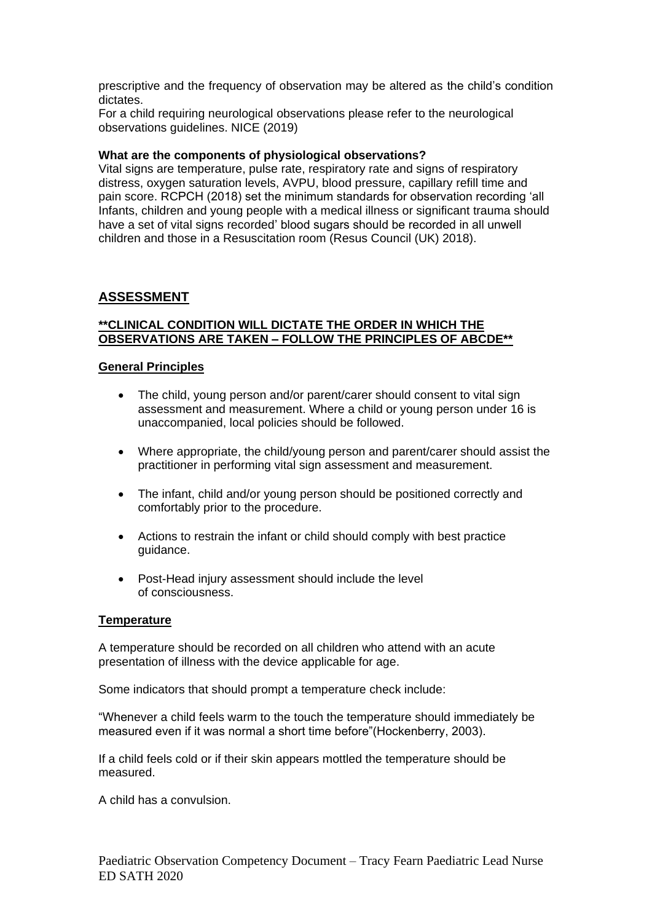prescriptive and the frequency of observation may be altered as the child's condition dictates.

For a child requiring neurological observations please refer to the neurological observations guidelines. NICE (2019)

**What are the components of physiological observations?**

Vital signs are temperature, pulse rate, respiratory rate and signs of respiratory distress, oxygen saturation levels, AVPU, blood pressure, capillary refill time and pain score. RCPCH (2018) set the minimum standards for observation recording 'all Infants, children and young people with a medical illness or significant trauma should have a set of vital signs recorded' blood sugars should be recorded in all unwell children and those in a Resuscitation room (Resus Council (UK) 2018).

## ASSESSMENT

**\*\*CLINICAL CONDITION WILL DICTATE THE ORDER IN WHICH THE OBSERVATIONS ARE TAKEN – FOLLOW THE PRINCIPLES OF ABCDE\*\***

### General Principles

- The child, young person and/or parent/carer should consent to vital sign assessment and measurement. Where a child or young person under 16 is unaccompanied, local policies should be followed.
- Where appropriate, the child/young person and parent/carer should assist the practitioner in performing vital sign assessment and measurement.
- The infant, child and/or young person should be positioned correctly and comfortably prior to the procedure.
- Actions to restrain the infant or child should comply with best practice guidance.
- Post-Head injury assessment should include the level of consciousness.

### Temperature

A temperature should be recorded on all children who attend with an acute presentation of illness with the device applicable for age.

Some indicators that should prompt a temperature check include:

"Whenever a child feels warm to the touch the temperature should immediately be measured even if it was normal a short time before"(Hockenberry, 2003).

If a child feels cold or if their skin appears mottled the temperature should be measured.

A child has a convulsion.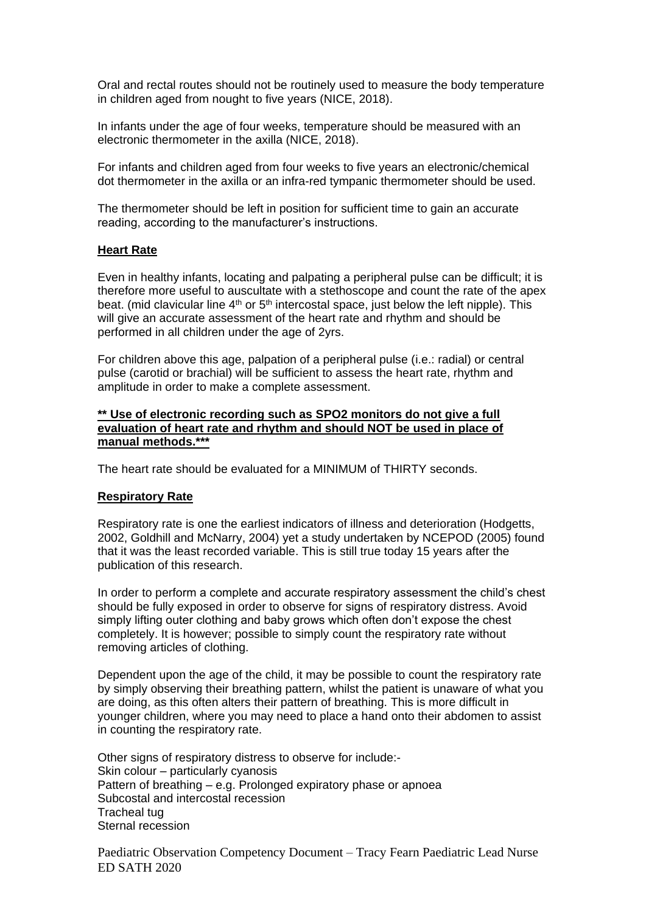Oral and rectal routes should not be routinely used to measure the body temperature in children aged from nought to five years (NICE, 2018).

In infants under the age of four weeks, temperature should be measured with an electronic thermometer in the axilla (NICE, 2018).

For infants and children aged from four weeks to five years an electronic/chemical dot thermometer in the axilla or an infra-red tympanic thermometer should be used.

The thermometer should be left in position for sufficient time to gain an accurate reading, according to the manufacturer's instructions.

## Heart Rate

Even in healthy infants, locating and palpating a peripheral pulse can be difficult; it is therefore more useful to auscultate with a stethoscope and count the rate of the apex beat. (mid clavicular line 4th or 5th intercostal space, just below the left nipple). This will give an accurate assessment of the heart rate and rhythm and should be performed in all children under the age of 2yrs.

For children above this age, palpation of a peripheral pulse (i.e.: radial) or central pulse (carotid or brachial) will be sufficient to assess the heart rate, rhythm and amplitude in order to make a complete assessment.

**** Use of electronic recording such as SPO2 monitors do not give a full evaluation of heart rate and rhythm and should NOT be used in place of manual methods.*****

The heart rate should be evaluated for a MINIMUM of THIRTY seconds.

## Respiratory Rate

Respiratory rate is one the earliest indicators of illness and deterioration (Hodgetts, 2002, Goldhill and McNarry, 2004) yet a study undertaken by NCEPOD (2005) found that it was the least recorded variable. This is still true today 15 years after the publication of this research.

In order to perform a complete and accurate respiratory assessment the child's chest should be fully exposed in order to observe for signs of respiratory distress. Avoid simply lifting outer clothing and baby grows which often don't expose the chest completely. It is however; possible to simply count the respiratory rate without removing articles of clothing.

Dependent upon the age of the child, it may be possible to count the respiratory rate by simply observing their breathing pattern, whilst the patient is unaware of what you are doing, as this often alters their pattern of breathing. This is more difficult in younger children, where you may need to place a hand onto their abdomen to assist in counting the respiratory rate.

Other signs of respiratory distress to observe for include:-
Skin colour – particularly cyanosis
Pattern of breathing – e.g. Prolonged expiratory phase or apnoea
Subcostal and intercostal recession
Tracheal tug
Sternal recession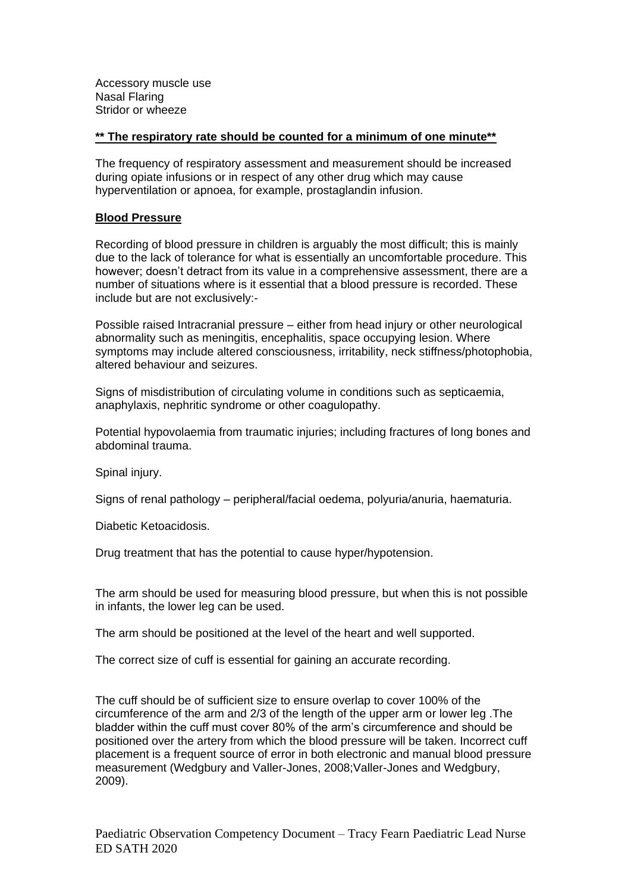Accessory muscle use
Nasal Flaring
Stridor or wheeze

**<u>** The respiratory rate should be counted for a minimum of one minute**</u>**

The frequency of respiratory assessment and measurement should be increased during opiate infusions or in respect of any other drug which may cause hyperventilation or apnoea, for example, prostaglandin infusion.

**<u>Blood Pressure</u>**

Recording of blood pressure in children is arguably the most difficult; this is mainly due to the lack of tolerance for what is essentially an uncomfortable procedure. This however; doesn't detract from its value in a comprehensive assessment, there are a number of situations where is it essential that a blood pressure is recorded. These include but are not exclusively:-

Possible raised Intracranial pressure – either from head injury or other neurological abnormality such as meningitis, encephalitis, space occupying lesion. Where symptoms may include altered consciousness, irritability, neck stiffness/photophobia, altered behaviour and seizures.

Signs of misdistribution of circulating volume in conditions such as septicaemia, anaphylaxis, nephritic syndrome or other coagulopathy.

Potential hypovolaemia from traumatic injuries; including fractures of long bones and abdominal trauma.

Spinal injury.

Signs of renal pathology – peripheral/facial oedema, polyuria/anuria, haematuria.

Diabetic Ketoacidosis.

Drug treatment that has the potential to cause hyper/hypotension.

The arm should be used for measuring blood pressure, but when this is not possible in infants, the lower leg can be used.

The arm should be positioned at the level of the heart and well supported.

The correct size of cuff is essential for gaining an accurate recording.

The cuff should be of sufficient size to ensure overlap to cover 100% of the circumference of the arm and 2/3 of the length of the upper arm or lower leg .The bladder within the cuff must cover 80% of the arm's circumference and should be positioned over the artery from which the blood pressure will be taken. Incorrect cuff placement is a frequent source of error in both electronic and manual blood pressure measurement (Wedgbury and Valler-Jones, 2008;Valler-Jones and Wedgbury, 2009).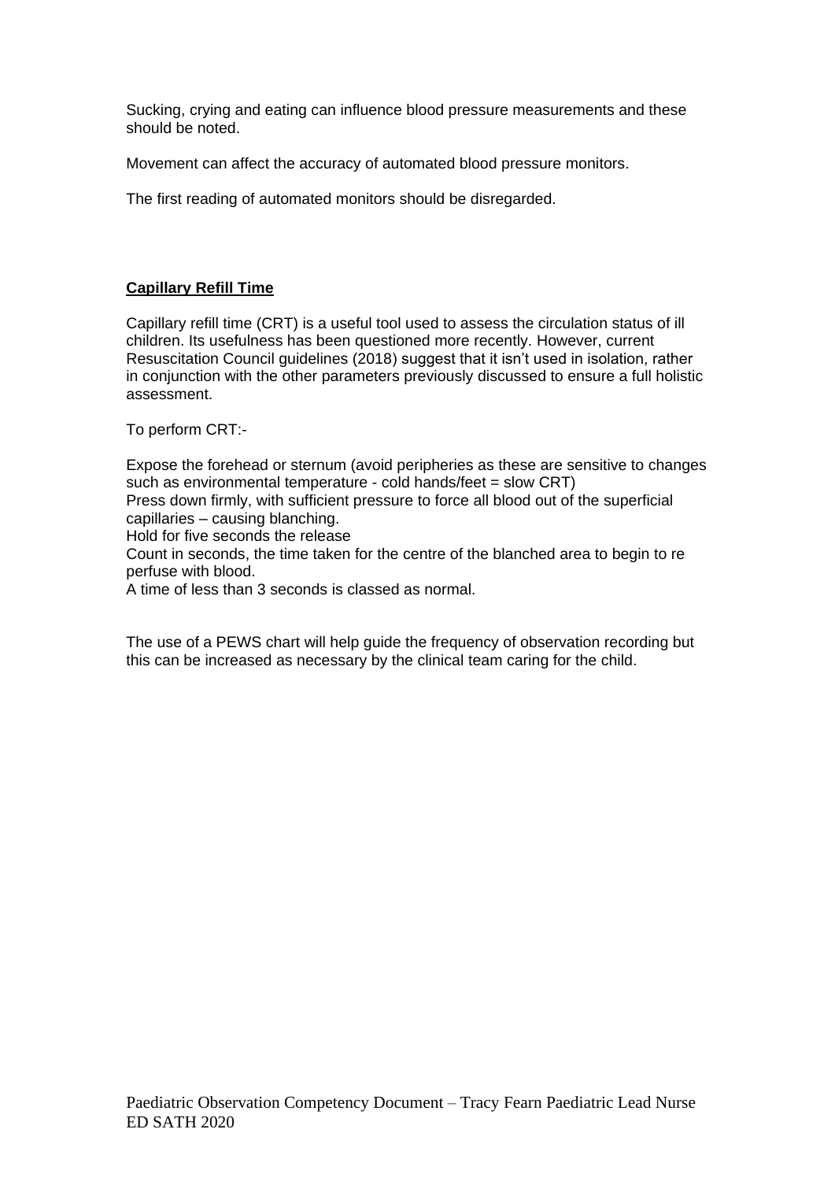Sucking, crying and eating can influence blood pressure measurements and these should be noted.

Movement can affect the accuracy of automated blood pressure monitors.

The first reading of automated monitors should be disregarded.

**Capillary Refill Time**

Capillary refill time (CRT) is a useful tool used to assess the circulation status of ill children. Its usefulness has been questioned more recently. However, current Resuscitation Council guidelines (2018) suggest that it isn't used in isolation, rather in conjunction with the other parameters previously discussed to ensure a full holistic assessment.

To perform CRT:-

Expose the forehead or sternum (avoid peripheries as these are sensitive to changes such as environmental temperature - cold hands/feet = slow CRT)
Press down firmly, with sufficient pressure to force all blood out of the superficial capillaries – causing blanching.
Hold for five seconds the release
Count in seconds, the time taken for the centre of the blanched area to begin to re perfuse with blood.
A time of less than 3 seconds is classed as normal.

The use of a PEWS chart will help guide the frequency of observation recording but this can be increased as necessary by the clinical team caring for the child.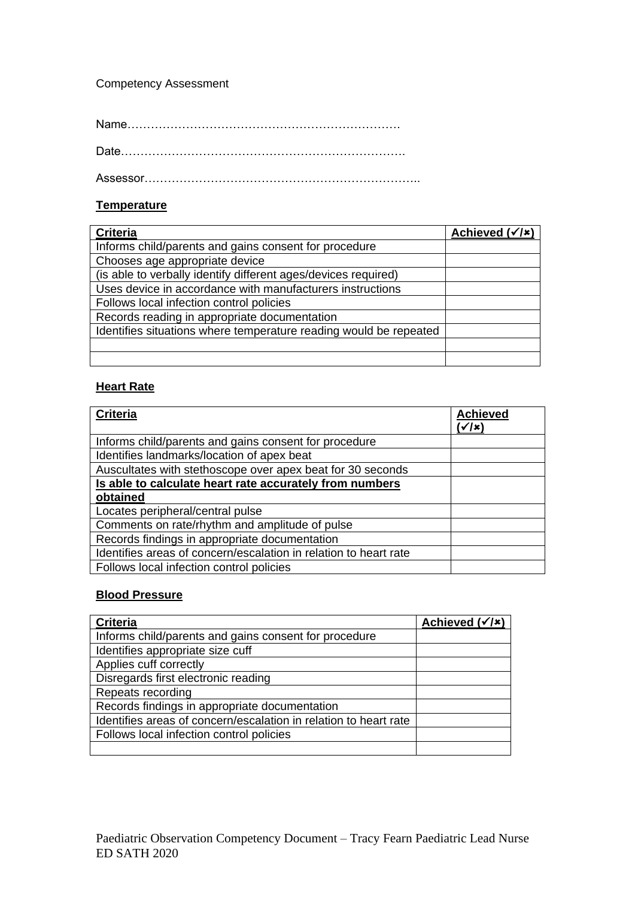Competency Assessment

Name……………………………………………………………

Date……………………………………………………………..

Assessor………………………………………………………..

**Temperature**

| **Criteria** | **Achieved (✓/✗)** |
|---|---|
| Informs child/parents and gains consent for procedure | |
| Chooses age appropriate device | |
| (is able to verbally identify different ages/devices required) | |
| Uses device in accordance with manufacturers instructions | |
| Follows local infection control policies | |
| Records reading in appropriate documentation | |
| Identifies situations where temperature reading would be repeated | |
| | |
| | |

**Heart Rate**

| **Criteria** | **Achieved (✓/✗)** |
|---|---|
| Informs child/parents and gains consent for procedure | |
| Identifies landmarks/location of apex beat | |
| Auscultates with stethoscope over apex beat for 30 seconds | |
| **Is able to calculate heart rate accurately from numbers obtained** | |
| Locates peripheral/central pulse | |
| Comments on rate/rhythm and amplitude of pulse | |
| Records findings in appropriate documentation | |
| Identifies areas of concern/escalation in relation to heart rate | |
| Follows local infection control policies | |

**Blood Pressure**

| **Criteria** | **Achieved (✓/✗)** |
|---|---|
| Informs child/parents and gains consent for procedure | |
| Identifies appropriate size cuff | |
| Applies cuff correctly | |
| Disregards first electronic reading | |
| Repeats recording | |
| Records findings in appropriate documentation | |
| Identifies areas of concern/escalation in relation to heart rate | |
| Follows local infection control policies | |
| | |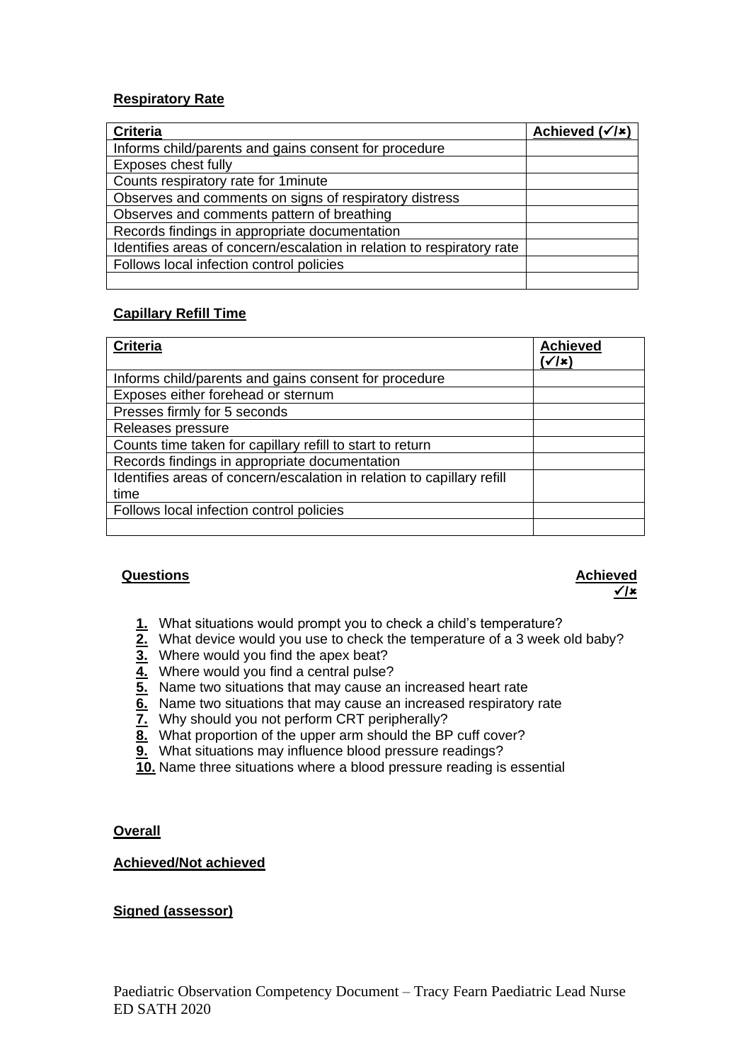**Respiratory Rate**

| Criteria | Achieved (✓/✗) |
| --- | --- |
| Informs child/parents and gains consent for procedure | |
| Exposes chest fully | |
| Counts respiratory rate for 1minute | |
| Observes and comments on signs of respiratory distress | |
| Observes and comments pattern of breathing | |
| Records findings in appropriate documentation | |
| Identifies areas of concern/escalation in relation to respiratory rate | |
| Follows local infection control policies | |
| | |

**Capillary Refill Time**

| Criteria | Achieved (✓/✗) |
| --- | --- |
| Informs child/parents and gains consent for procedure | |
| Exposes either forehead or sternum | |
| Presses firmly for 5 seconds | |
| Releases pressure | |
| Counts time taken for capillary refill to start to return | |
| Records findings in appropriate documentation | |
| Identifies areas of concern/escalation in relation to capillary refill time | |
| Follows local infection control policies | |
| | |

**Questions** — **Achieved ✓/✗**

1. What situations would prompt you to check a child's temperature?
2. What device would you use to check the temperature of a 3 week old baby?
3. Where would you find the apex beat?
4. Where would you find a central pulse?
5. Name two situations that may cause an increased heart rate
6. Name two situations that may cause an increased respiratory rate
7. Why should you not perform CRT peripherally?
8. What proportion of the upper arm should the BP cuff cover?
9. What situations may influence blood pressure readings?
10. Name three situations where a blood pressure reading is essential

**Overall**

**Achieved/Not achieved**

**Signed (assessor)**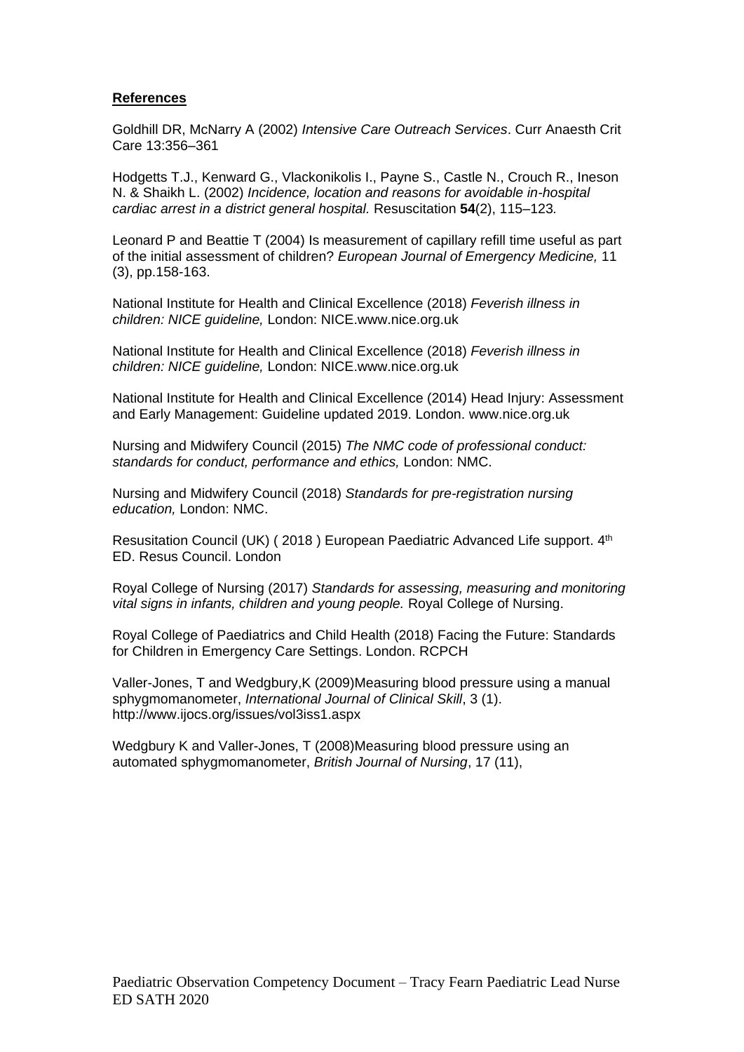**References**

Goldhill DR, McNarry A (2002) *Intensive Care Outreach Services*. Curr Anaesth Crit Care 13:356–361

Hodgetts T.J., Kenward G., Vlackonikolis I., Payne S., Castle N., Crouch R., Ineson N. & Shaikh L. (2002) *Incidence, location and reasons for avoidable in-hospital cardiac arrest in a district general hospital.* Resuscitation **54**(2), 115–123*.*

Leonard P and Beattie T (2004) Is measurement of capillary refill time useful as part of the initial assessment of children? *European Journal of Emergency Medicine,* 11 (3), pp.158-163.

National Institute for Health and Clinical Excellence (2018) *Feverish illness in children: NICE guideline,* London: NICE.www.nice.org.uk

National Institute for Health and Clinical Excellence (2018) *Feverish illness in children: NICE guideline,* London: NICE.www.nice.org.uk

National Institute for Health and Clinical Excellence (2014) Head Injury: Assessment and Early Management: Guideline updated 2019. London. www.nice.org.uk

Nursing and Midwifery Council (2015) *The NMC code of professional conduct: standards for conduct, performance and ethics,* London: NMC.

Nursing and Midwifery Council (2018) *Standards for pre-registration nursing education,* London: NMC.

Resusitation Council (UK) ( 2018 ) European Paediatric Advanced Life support. 4th ED. Resus Council. London

Royal College of Nursing (2017) *Standards for assessing, measuring and monitoring vital signs in infants, children and young people.* Royal College of Nursing.

Royal College of Paediatrics and Child Health (2018) Facing the Future: Standards for Children in Emergency Care Settings. London. RCPCH

Valler-Jones, T and Wedgbury,K (2009)Measuring blood pressure using a manual sphygmomanometer, *International Journal of Clinical Skill*, 3 (1). http://www.ijocs.org/issues/vol3iss1.aspx

Wedgbury K and Valler-Jones, T (2008)Measuring blood pressure using an automated sphygmomanometer, *British Journal of Nursing*, 17 (11),

Paediatric Observation Competency Document – Tracy Fearn Paediatric Lead Nurse ED SATH 2020